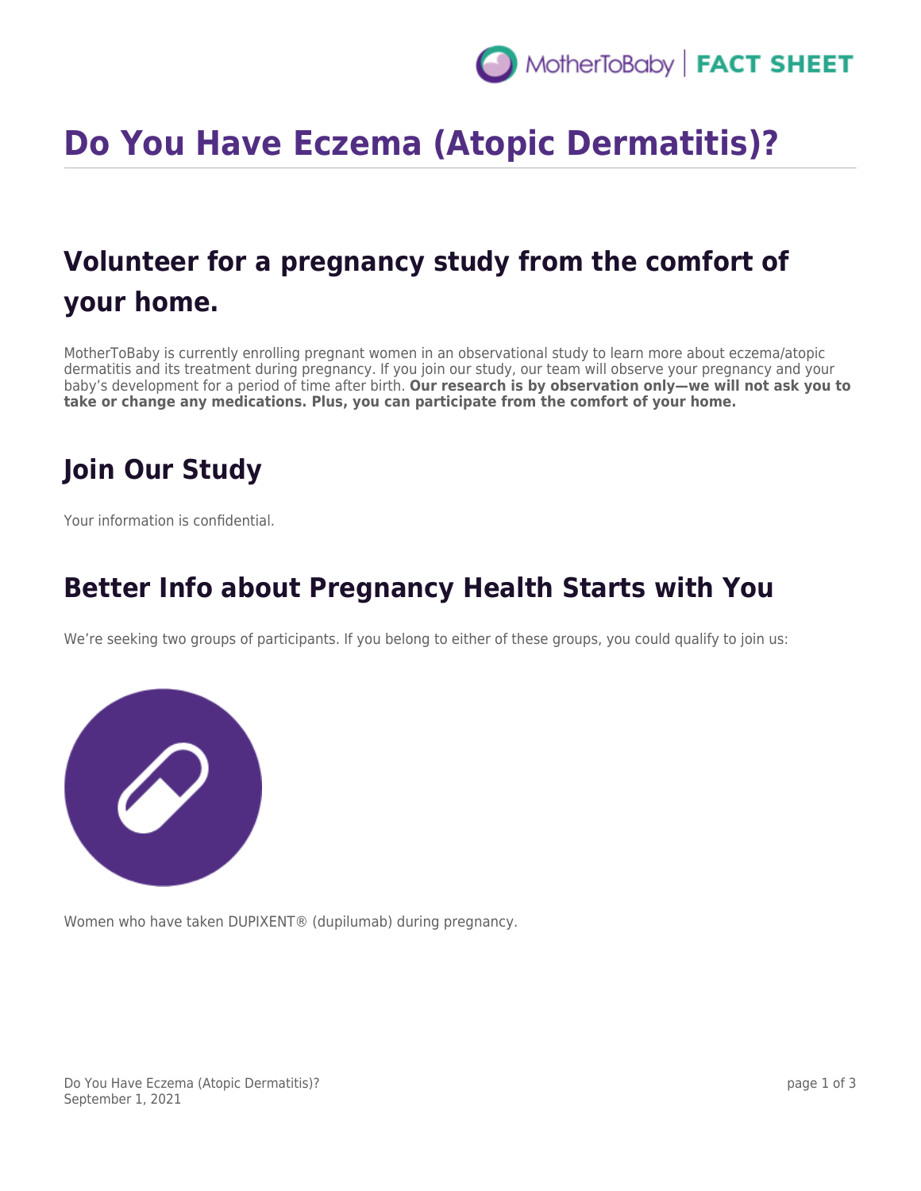# Do You Have Eczema (Atopic Dermatitis)?

## Volunteer for a pregnancy study from the comfort of your home.

MotherToBaby is currently enrolling pregnant women in an observational study to learn more about eczema/atopic dermatitis and its treatment during pregnancy. If you join our study, our team will observe your pregnancy and your baby's development for a period of time after birth. **Our research is by observation only—we will not ask you to take or change any medications. Plus, you can participate from the comfort of your home.**

## Join Our Study

Your information is confidential.

## Better Info about Pregnancy Health Starts with You

We're seeking two groups of participants. If you belong to either of these groups, you could qualify to join us:

Women who have taken DUPIXENT® (dupilumab) during pregnancy.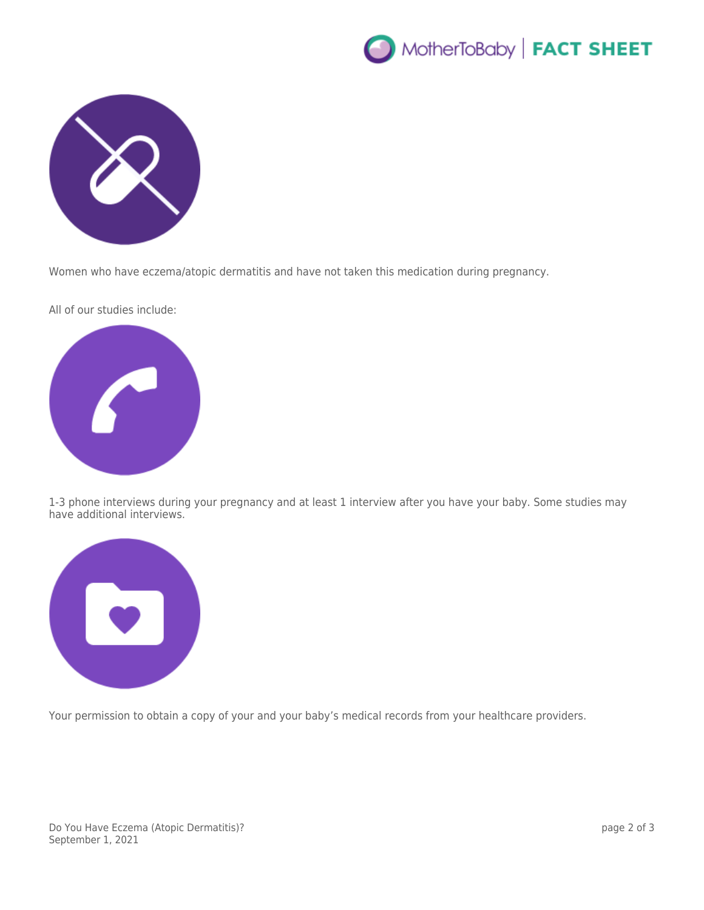Women who have eczema/atopic dermatitis and have not taken this medication during pregnancy.

All of our studies include:

1-3 phone interviews during your pregnancy and at least 1 interview after you have your baby. Some studies may have additional interviews.

Your permission to obtain a copy of your and your baby's medical records from your healthcare providers.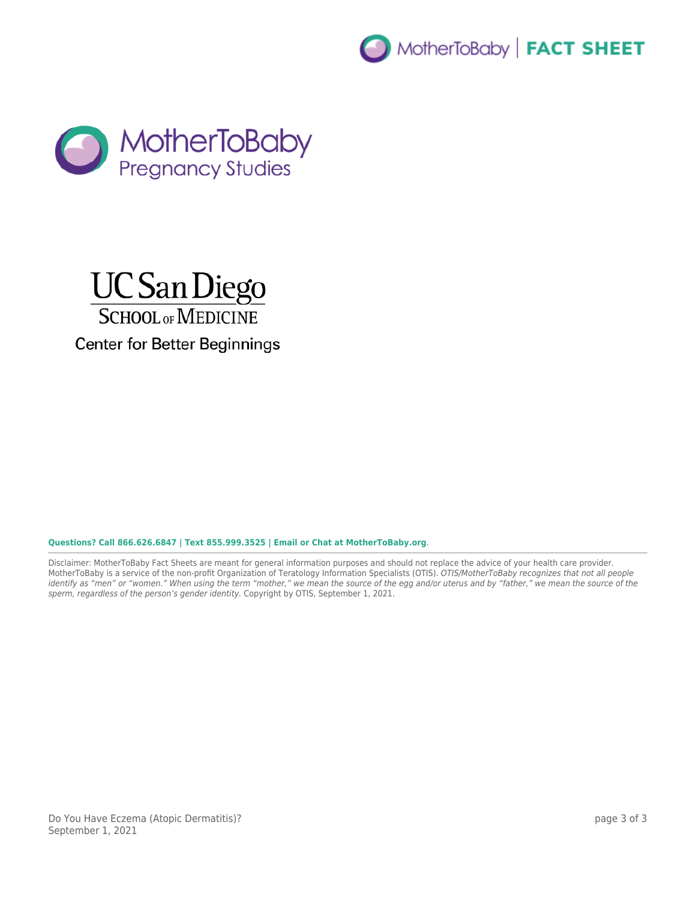MotherToBaby Pregnancy Studies

UC San Diego
School of Medicine
Center for Better Beginnings

**Questions? Call 866.626.6847 | Text 855.999.3525 | Email or Chat at MotherToBaby.org**.

Disclaimer: MotherToBaby Fact Sheets are meant for general information purposes and should not replace the advice of your health care provider. MotherToBaby is a service of the non-profit Organization of Teratology Information Specialists (OTIS). *OTIS/MotherToBaby recognizes that not all people identify as "men" or "women." When using the term "mother," we mean the source of the egg and/or uterus and by "father," we mean the source of the sperm, regardless of the person's gender identity.* Copyright by OTIS, September 1, 2021.